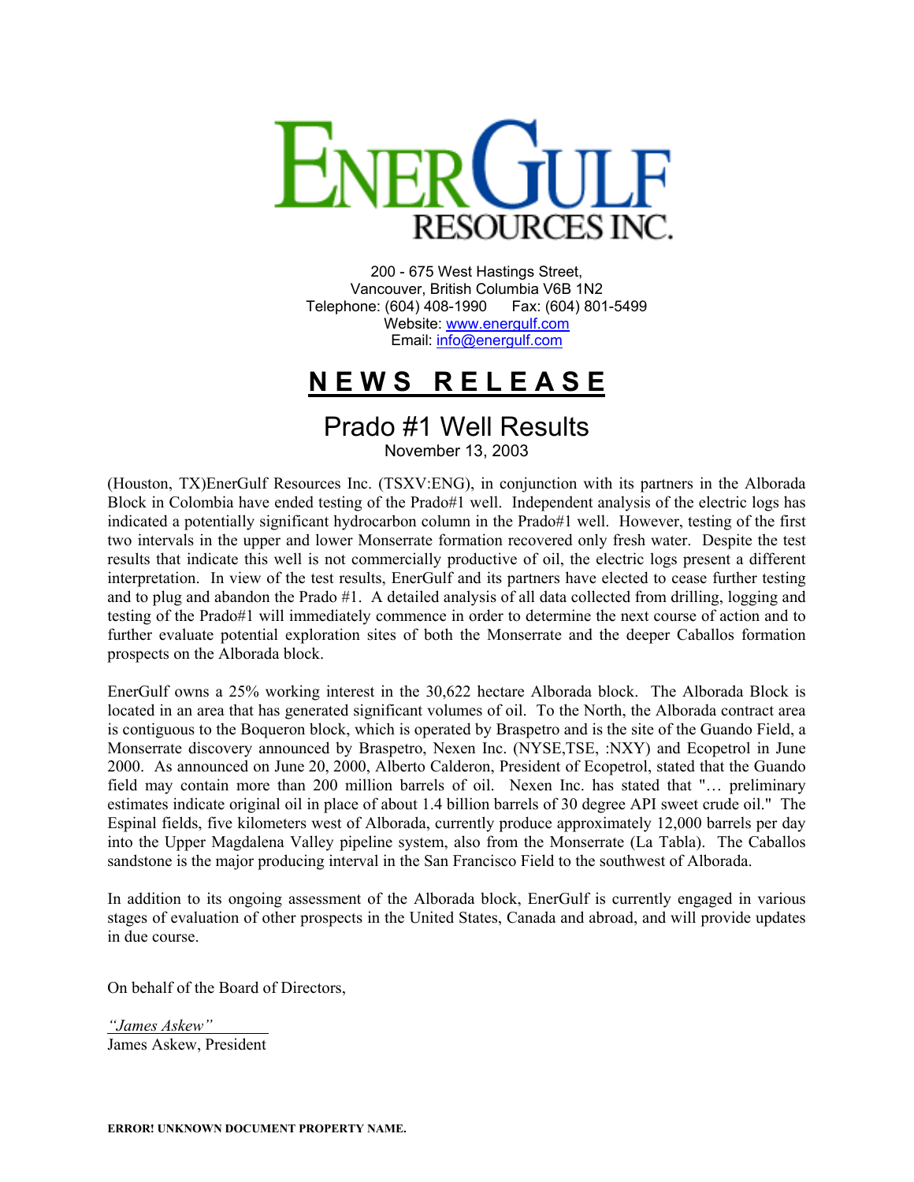# ENERGULF RESOURCES INC.

200 - 675 West Hastings Street,
Vancouver, British Columbia V6B 1N2
Telephone: (604) 408-1990    Fax: (604) 801-5499
Website: [www.energulf.com](http://www.energulf.com)
Email: [info@energulf.com](mailto:info@energulf.com)

## NEWS RELEASE

## Prado #1 Well Results

November 13, 2003

(Houston, TX)EnerGulf Resources Inc. (TSXV:ENG), in conjunction with its partners in the Alborada Block in Colombia have ended testing of the Prado#1 well. Independent analysis of the electric logs has indicated a potentially significant hydrocarbon column in the Prado#1 well. However, testing of the first two intervals in the upper and lower Monserrate formation recovered only fresh water. Despite the test results that indicate this well is not commercially productive of oil, the electric logs present a different interpretation. In view of the test results, EnerGulf and its partners have elected to cease further testing and to plug and abandon the Prado #1. A detailed analysis of all data collected from drilling, logging and testing of the Prado#1 will immediately commence in order to determine the next course of action and to further evaluate potential exploration sites of both the Monserrate and the deeper Caballos formation prospects on the Alborada block.

EnerGulf owns a 25% working interest in the 30,622 hectare Alborada block. The Alborada Block is located in an area that has generated significant volumes of oil. To the North, the Alborada contract area is contiguous to the Boqueron block, which is operated by Braspetro and is the site of the Guando Field, a Monserrate discovery announced by Braspetro, Nexen Inc. (NYSE,TSE, :NXY) and Ecopetrol in June 2000. As announced on June 20, 2000, Alberto Calderon, President of Ecopetrol, stated that the Guando field may contain more than 200 million barrels of oil. Nexen Inc. has stated that "… preliminary estimates indicate original oil in place of about 1.4 billion barrels of 30 degree API sweet crude oil." The Espinal fields, five kilometers west of Alborada, currently produce approximately 12,000 barrels per day into the Upper Magdalena Valley pipeline system, also from the Monserrate (La Tabla). The Caballos sandstone is the major producing interval in the San Francisco Field to the southwest of Alborada.

In addition to its ongoing assessment of the Alborada block, EnerGulf is currently engaged in various stages of evaluation of other prospects in the United States, Canada and abroad, and will provide updates in due course.

On behalf of the Board of Directors,

*"James Askew"*
James Askew, President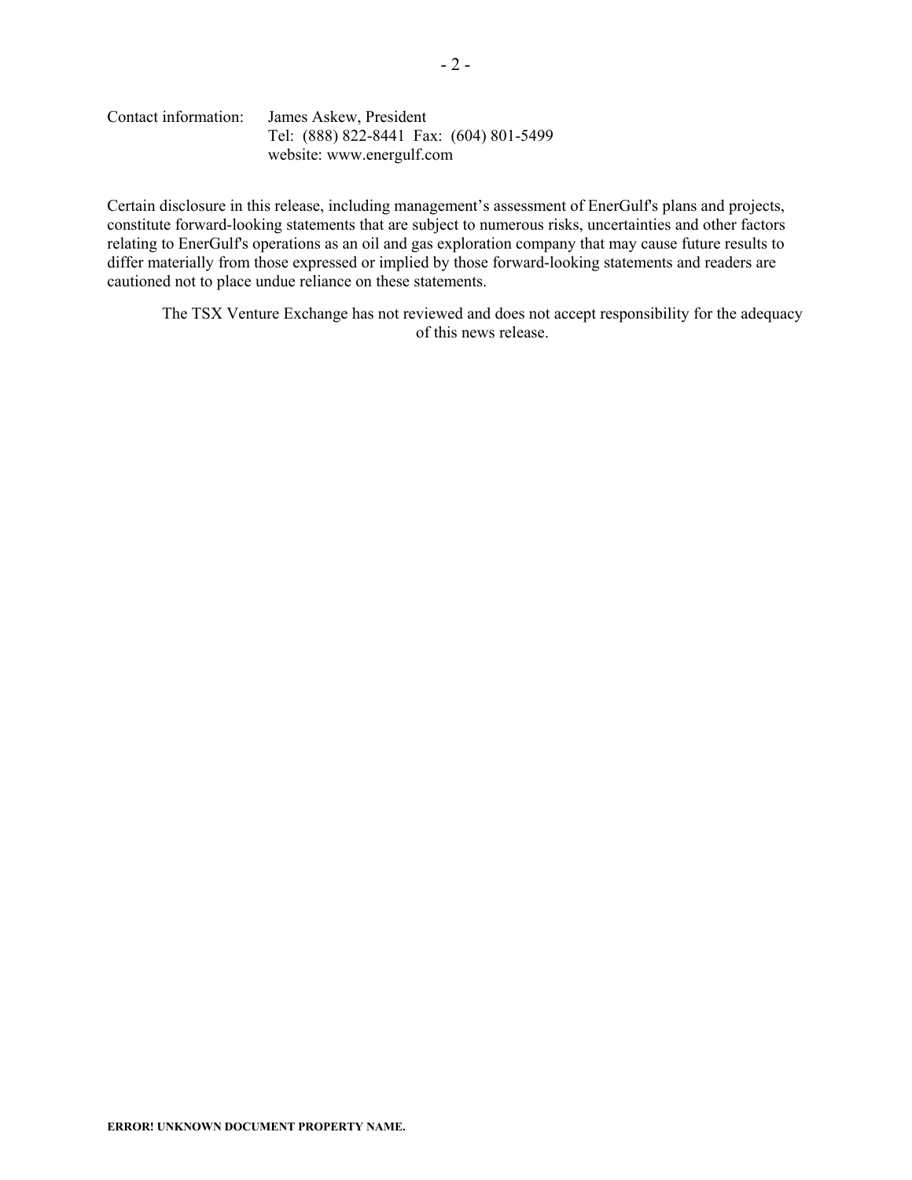Contact information: James Askew, President
Tel: (888) 822-8441 Fax: (604) 801-5499
website: www.energulf.com

Certain disclosure in this release, including management's assessment of EnerGulf's plans and projects, constitute forward-looking statements that are subject to numerous risks, uncertainties and other factors relating to EnerGulf's operations as an oil and gas exploration company that may cause future results to differ materially from those expressed or implied by those forward-looking statements and readers are cautioned not to place undue reliance on these statements.

The TSX Venture Exchange has not reviewed and does not accept responsibility for the adequacy of this news release.

**ERROR! UNKNOWN DOCUMENT PROPERTY NAME.**